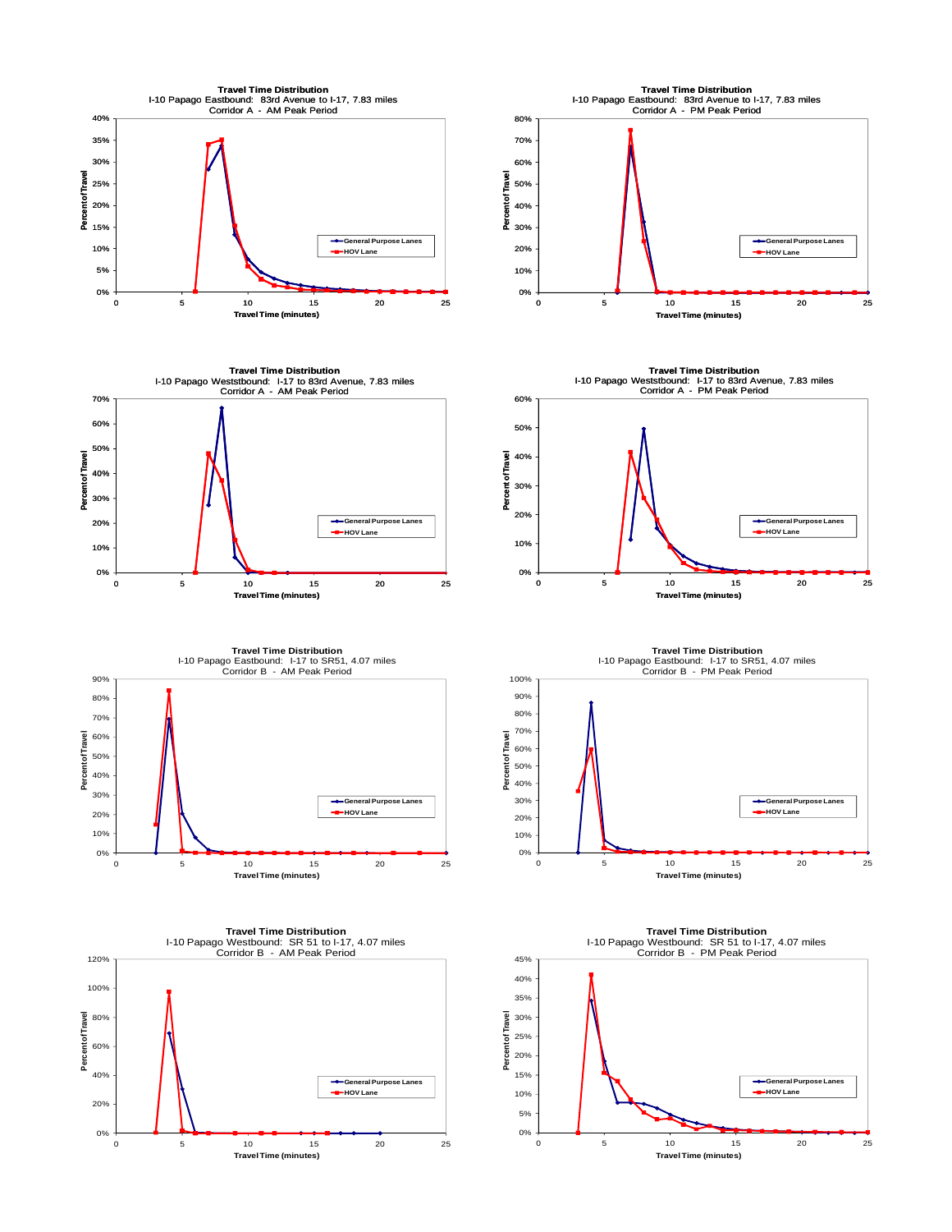**Travel Time Distribution**
I-10 Papago Eastbound: 83rd Avenue to I-17, 7.83 miles
Corridor A - AM Peak Period

Percent of Travel (0%–40%) vs. Travel Time (minutes) (0–25)

Legend: General Purpose Lanes, HOV Lane

**Travel Time Distribution**
I-10 Papago Eastbound: 83rd Avenue to I-17, 7.83 miles
Corridor A - PM Peak Period

Percent of Travel (0%–80%) vs. Travel Time (minutes) (0–25)

Legend: General Purpose Lanes, HOV Lane

**Travel Time Distribution**
I-10 Papago Weststbound: I-17 to 83rd Avenue, 7.83 miles
Corridor A - AM Peak Period

Percent of Travel (0%–70%) vs. Travel Time (minutes) (0–25)

Legend: General Purpose Lanes, HOV Lane

**Travel Time Distribution**
I-10 Papago Weststbound: I-17 to 83rd Avenue, 7.83 miles
Corridor A - PM Peak Period

Percent of Travel (0%–60%) vs. Travel Time (minutes) (0–25)

Legend: General Purpose Lanes, HOV Lane

**Travel Time Distribution**
I-10 Papago Eastbound: I-17 to SR51, 4.07 miles
Corridor B - AM Peak Period

Percent of Travel (0%–90%) vs. Travel Time (minutes) (0–25)

Legend: General Purpose Lanes, HOV Lane

**Travel Time Distribution**
I-10 Papago Eastbound: I-17 to SR51, 4.07 miles
Corridor B - PM Peak Period

Percent of Travel (0%–100%) vs. Travel Time (minutes) (0–25)

Legend: General Purpose Lanes, HOV Lane

**Travel Time Distribution**
I-10 Papago Westbound: SR 51 to I-17, 4.07 miles
Corridor B - AM Peak Period

Percent of Travel (0%–120%) vs. Travel Time (minutes) (0–25)

Legend: General Purpose Lanes, HOV Lane

**Travel Time Distribution**
I-10 Papago Westbound: SR 51 to I-17, 4.07 miles
Corridor B - PM Peak Period

Percent of Travel (0%–45%) vs. Travel Time (minutes) (0–25)

Legend: General Purpose Lanes, HOV Lane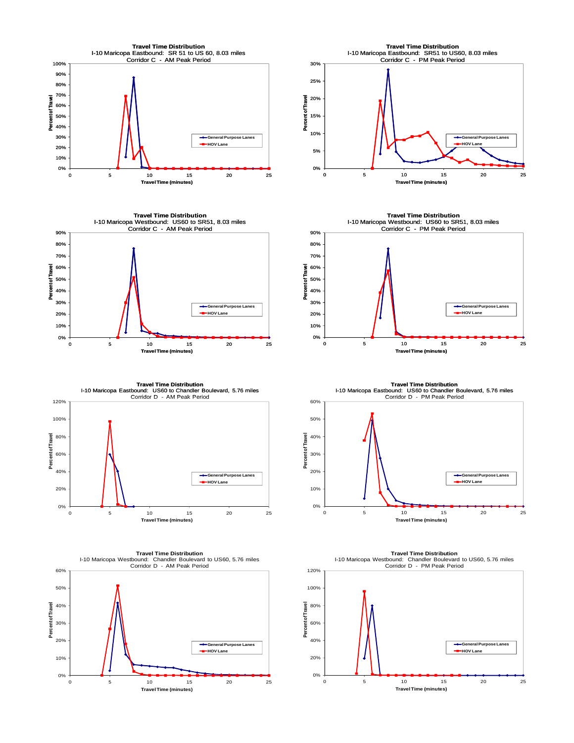**Travel Time Distribution**
I-10 Maricopa Eastbound: SR 51 to US 60, 8.03 miles
Corridor C - AM Peak Period

Percent of Travel
Travel Time (minutes)
General Purpose Lanes
HOV Lane

**Travel Time Distribution**
I-10 Maricopa Eastbound: SR51 to US60, 8.03 miles
Corridor C - PM Peak Period

Percent of Travel
Travel Time (minutes)
General Purpose Lanes
HOV Lane

**Travel Time Distribution**
I-10 Maricopa Westbound: US60 to SR51, 8.03 miles
Corridor C - AM Peak Period

Percent of Travel
Travel Time (minutes)
General Purpose Lanes
HOV Lane

**Travel Time Distribution**
I-10 Maricopa Westbound: US60 to SR51, 8.03 miles
Corridor C - PM Peak Period

Percent of Travel
Travel Time (minutes)
General Purpose Lanes
HOV Lane

**Travel Time Distribution**
I-10 Maricopa Eastbound: US60 to Chandler Boulevard, 5.76 miles
Corridor D - AM Peak Period

Percent of Travel
Travel Time (minutes)
General Purpose Lanes
HOV Lane

**Travel Time Distribution**
I-10 Maricopa Eastbound: US60 to Chandler Boulevard, 5.76 miles
Corridor D - PM Peak Period

Percent of Travel
Travel Time (minutes)
General Purpose Lanes
HOV Lane

**Travel Time Distribution**
I-10 Maricopa Westbound: Chandler Boulevard to US60, 5.76 miles
Corridor D - AM Peak Period

Percent of Travel
Travel Time (minutes)
General Purpose Lanes
HOV Lane

**Travel Time Distribution**
I-10 Maricopa Westbound: Chandler Boulevard to US60, 5.76 miles
Corridor D - PM Peak Period

Percent of Travel
Travel Time (minutes)
General Purpose Lanes
HOV Lane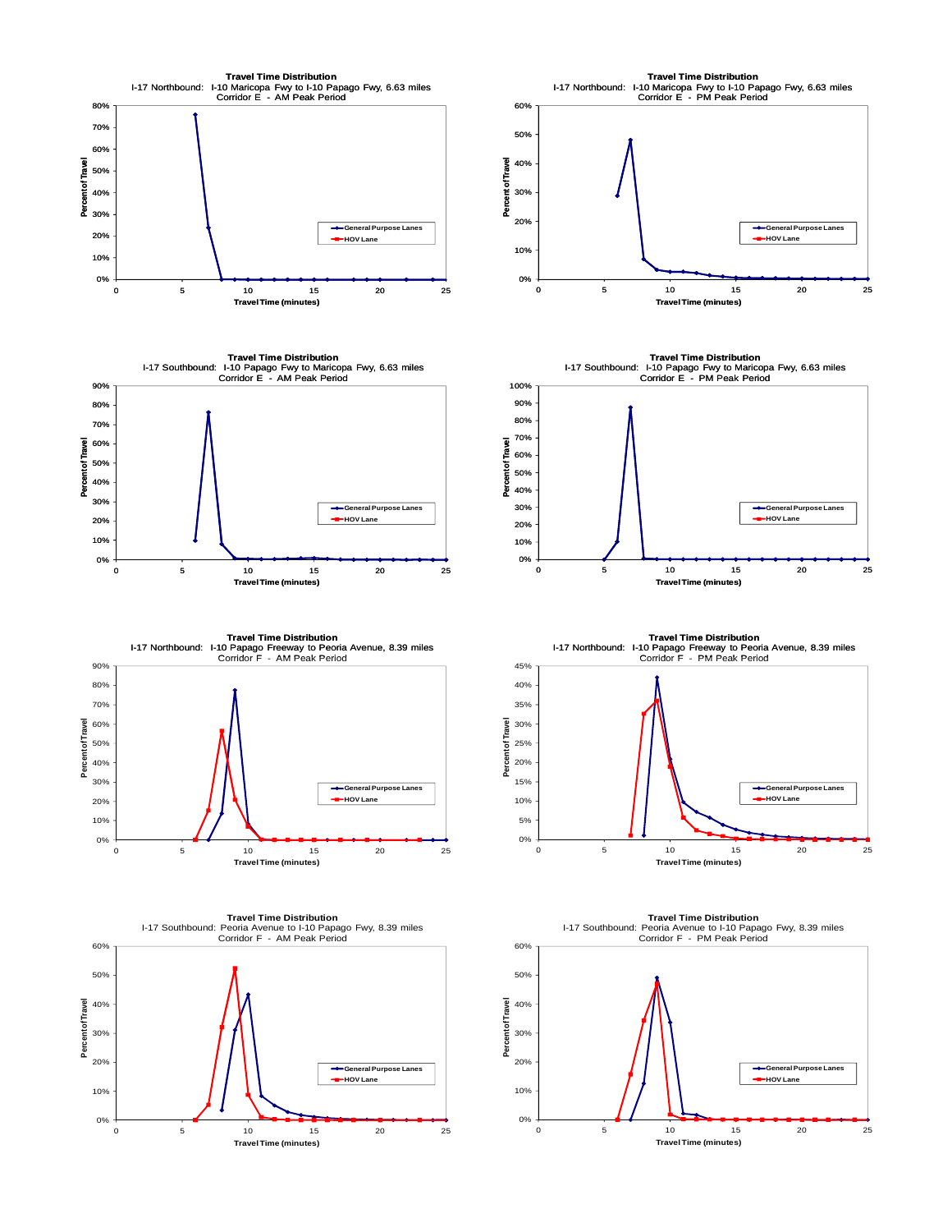**Travel Time Distribution**
I-17 Northbound: I-10 Maricopa Fwy to I-10 Papago Fwy, 6.63 miles
Corridor E - AM Peak Period

**Travel Time Distribution**
I-17 Northbound: I-10 Maricopa Fwy to I-10 Papago Fwy, 6.63 miles
Corridor E - PM Peak Period

**Travel Time Distribution**
I-17 Southbound: I-10 Papago Fwy to Maricopa Fwy, 6.63 miles
Corridor E - AM Peak Period

**Travel Time Distribution**
I-17 Southbound: I-10 Papago Fwy to Maricopa Fwy, 6.63 miles
Corridor E - PM Peak Period

**Travel Time Distribution**
I-17 Northbound: I-10 Papago Freeway to Peoria Avenue, 8.39 miles
Corridor F - AM Peak Period

**Travel Time Distribution**
I-17 Northbound: I-10 Papago Freeway to Peoria Avenue, 8.39 miles
Corridor F - PM Peak Period

**Travel Time Distribution**
I-17 Southbound: Peoria Avenue to I-10 Papago Fwy, 8.39 miles
Corridor F - AM Peak Period

**Travel Time Distribution**
I-17 Southbound: Peoria Avenue to I-10 Papago Fwy, 8.39 miles
Corridor F - PM Peak Period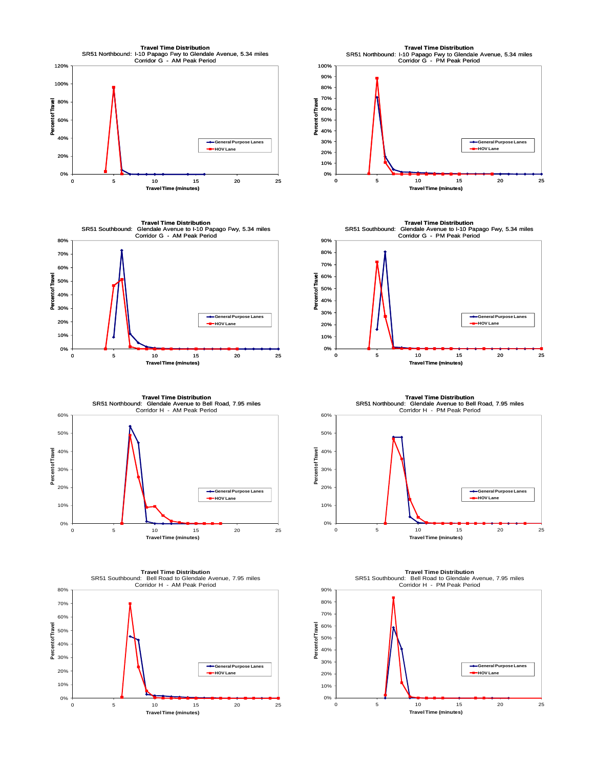**Travel Time Distribution**
SR51 Northbound: I-10 Papago Fwy to Glendale Avenue, 5.34 miles
Corridor G - AM Peak Period

Percent of Travel: 0%, 20%, 40%, 60%, 80%, 100%, 120%
Travel Time (minutes): 0, 5, 10, 15, 20, 25

- General Purpose Lanes
- HOV Lane

**Travel Time Distribution**
SR51 Northbound: I-10 Papago Fwy to Glendale Avenue, 5.34 miles
Corridor G - PM Peak Period

Percent of Travel: 0%, 10%, 20%, 30%, 40%, 50%, 60%, 70%, 80%, 90%, 100%
Travel Time (minutes): 0, 5, 10, 15, 20, 25

- General Purpose Lanes
- HOV Lane

**Travel Time Distribution**
SR51 Southbound: Glendale Avenue to I-10 Papago Fwy, 5.34 miles
Corridor G - AM Peak Period

Percent of Travel: 0%, 10%, 20%, 30%, 40%, 50%, 60%, 70%, 80%
Travel Time (minutes): 0, 5, 10, 15, 20, 25

- General Purpose Lanes
- HOV Lane

**Travel Time Distribution**
SR51 Southbound: Glendale Avenue to I-10 Papago Fwy, 5.34 miles
Corridor G - PM Peak Period

Percent of Travel: 0%, 10%, 20%, 30%, 40%, 50%, 60%, 70%, 80%, 90%
Travel Time (minutes): 0, 5, 10, 15, 20, 25

- General Purpose Lanes
- HOV Lane

**Travel Time Distribution**
SR51 Northbound: Glendale Avenue to Bell Road, 7.95 miles
Corridor H - AM Peak Period

Percent of Travel: 0%, 10%, 20%, 30%, 40%, 50%, 60%
Travel Time (minutes): 0, 5, 10, 15, 20, 25

- General Purpose Lanes
- HOV Lane

**Travel Time Distribution**
SR51 Northbound: Glendale Avenue to Bell Road, 7.95 miles
Corridor H - PM Peak Period

Percent of Travel: 0%, 10%, 20%, 30%, 40%, 50%, 60%
Travel Time (minutes): 0, 5, 10, 15, 20, 25

- General Purpose Lanes
- HOV Lane

**Travel Time Distribution**
SR51 Southbound: Bell Road to Glendale Avenue, 7.95 miles
Corridor H - AM Peak Period

Percent of Travel: 0%, 10%, 20%, 30%, 40%, 50%, 60%, 70%, 80%
Travel Time (minutes): 0, 5, 10, 15, 20, 25

- General Purpose Lanes
- HOV Lane

**Travel Time Distribution**
SR51 Southbound: Bell Road to Glendale Avenue, 7.95 miles
Corridor H - PM Peak Period

Percent of Travel: 0%, 10%, 20%, 30%, 40%, 50%, 60%, 70%, 80%, 90%
Travel Time (minutes): 0, 5, 10, 15, 20, 25

- General Purpose Lanes
- HOV Lane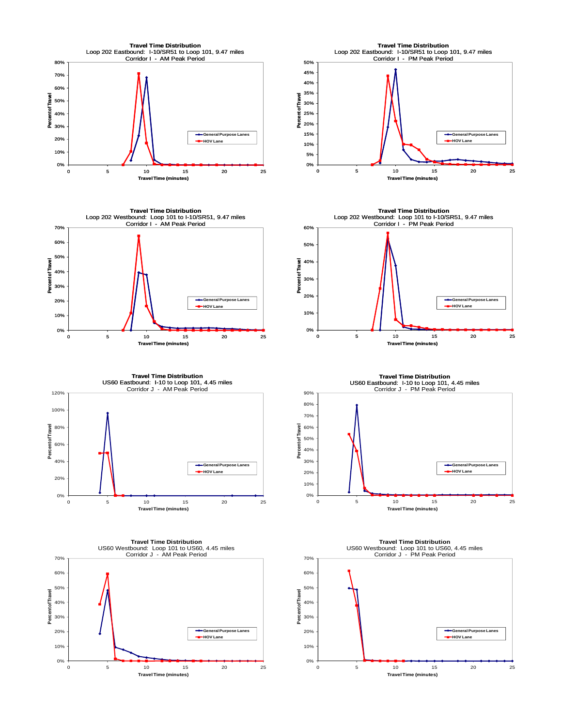**Travel Time Distribution**
Loop 202 Eastbound: I-10/SR51 to Loop 101, 9.47 miles
Corridor I - AM Peak Period

Percent of Travel vs. Travel Time (minutes)

- General Purpose Lanes
- HOV Lane

**Travel Time Distribution**
Loop 202 Eastbound: I-10/SR51 to Loop 101, 9.47 miles
Corridor I - PM Peak Period

Percent of Travel vs. Travel Time (minutes)

- General Purpose Lanes
- HOV Lane

**Travel Time Distribution**
Loop 202 Westbound: Loop 101 to I-10/SR51, 9.47 miles
Corridor I - AM Peak Period

Percent of Travel vs. Travel Time (minutes)

- General Purpose Lanes
- HOV Lane

**Travel Time Distribution**
Loop 202 Westbound: Loop 101 to I-10/SR51, 9.47 miles
Corridor I - PM Peak Period

Percent of Travel vs. Travel Time (minutes)

- General Purpose Lanes
- HOV Lane

**Travel Time Distribution**
US60 Eastbound: I-10 to Loop 101, 4.45 miles
Corridor J - AM Peak Period

Percent of Travel vs. Travel Time (minutes)

- General Purpose Lanes
- HOV Lane

**Travel Time Distribution**
US60 Eastbound: I-10 to Loop 101, 4.45 miles
Corridor J - PM Peak Period

Percent of Travel vs. Travel Time (minutes)

- General Purpose Lanes
- HOV Lane

**Travel Time Distribution**
US60 Westbound: Loop 101 to US60, 4.45 miles
Corridor J - AM Peak Period

Percent of Travel vs. Travel Time (minutes)

- General Purpose Lanes
- HOV Lane

**Travel Time Distribution**
US60 Westbound: Loop 101 to US60, 4.45 miles
Corridor J - PM Peak Period

Percent of Travel vs. Travel Time (minutes)

- General Purpose Lanes
- HOV Lane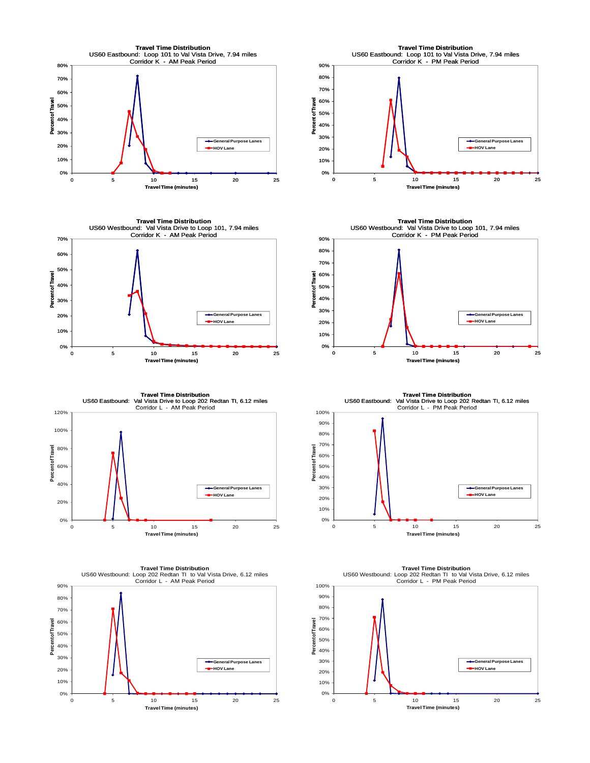**Travel Time Distribution**
US60 Eastbound: Loop 101 to Val Vista Drive, 7.94 miles
Corridor K - AM Peak Period

**Travel Time Distribution**
US60 Eastbound: Loop 101 to Val Vista Drive, 7.94 miles
Corridor K - PM Peak Period

**Travel Time Distribution**
US60 Westbound: Val Vista Drive to Loop 101, 7.94 miles
Corridor K - AM Peak Period

**Travel Time Distribution**
US60 Westbound: Val Vista Drive to Loop 101, 7.94 miles
Corridor K - PM Peak Period

**Travel Time Distribution**
US60 Eastbound: Val Vista Drive to Loop 202 Redtan TI, 6.12 miles
Corridor L - AM Peak Period

**Travel Time Distribution**
US60 Eastbound: Val Vista Drive to Loop 202 Redtan TI, 6.12 miles
Corridor L - PM Peak Period

**Travel Time Distribution**
US60 Westbound: Loop 202 Redtan TI to Val Vista Drive, 6.12 miles
Corridor L - AM Peak Period

**Travel Time Distribution**
US60 Westbound: Loop 202 Redtan TI to Val Vista Drive, 6.12 miles
Corridor L - PM Peak Period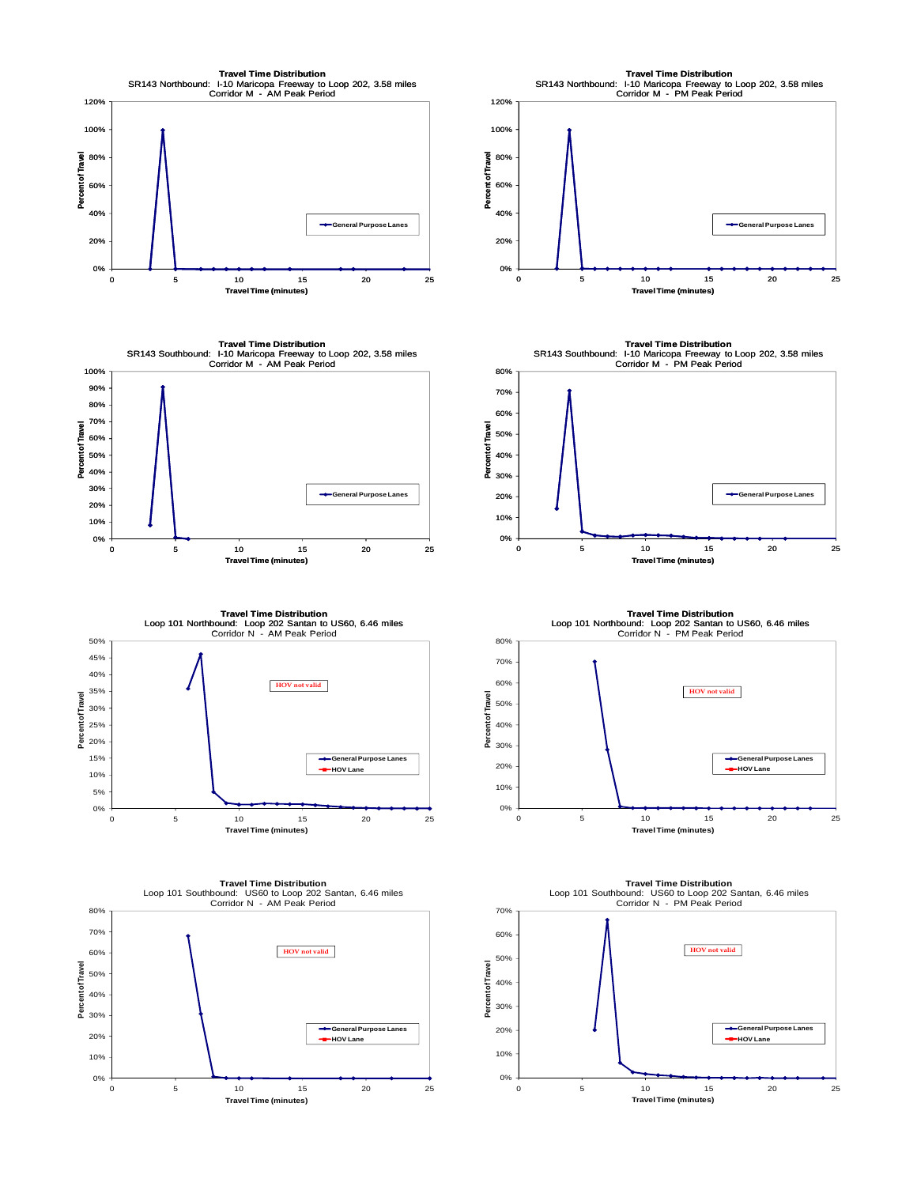### Travel Time Distribution
SR143 Northbound: I-10 Maricopa Freeway to Loop 202, 3.58 miles
Corridor M - AM Peak Period

Percent of Travel vs. Travel Time (minutes) — General Purpose Lanes

### Travel Time Distribution
SR143 Northbound: I-10 Maricopa Freeway to Loop 202, 3.58 miles
Corridor M - PM Peak Period

Percent of Travel vs. Travel Time (minutes) — General Purpose Lanes

### Travel Time Distribution
SR143 Southbound: I-10 Maricopa Freeway to Loop 202, 3.58 miles
Corridor M - AM Peak Period

Percent of Travel vs. Travel Time (minutes) — General Purpose Lanes

### Travel Time Distribution
SR143 Southbound: I-10 Maricopa Freeway to Loop 202, 3.58 miles
Corridor M - PM Peak Period

Percent of Travel vs. Travel Time (minutes) — General Purpose Lanes

### Travel Time Distribution
Loop 101 Northbound: Loop 202 Santan to US60, 6.46 miles
Corridor N - AM Peak Period

Percent of Travel vs. Travel Time (minutes) — General Purpose Lanes, HOV Lane

HOV not valid

### Travel Time Distribution
Loop 101 Northbound: Loop 202 Santan to US60, 6.46 miles
Corridor N - PM Peak Period

Percent of Travel vs. Travel Time (minutes) — General Purpose Lanes, HOV Lane

HOV not valid

### Travel Time Distribution
Loop 101 Southbound: US60 to Loop 202 Santan, 6.46 miles
Corridor N - AM Peak Period

Percent of Travel vs. Travel Time (minutes) — General Purpose Lanes, HOV Lane

HOV not valid

### Travel Time Distribution
Loop 101 Southbound: US60 to Loop 202 Santan, 6.46 miles
Corridor N - PM Peak Period

Percent of Travel vs. Travel Time (minutes) — General Purpose Lanes, HOV Lane

HOV not valid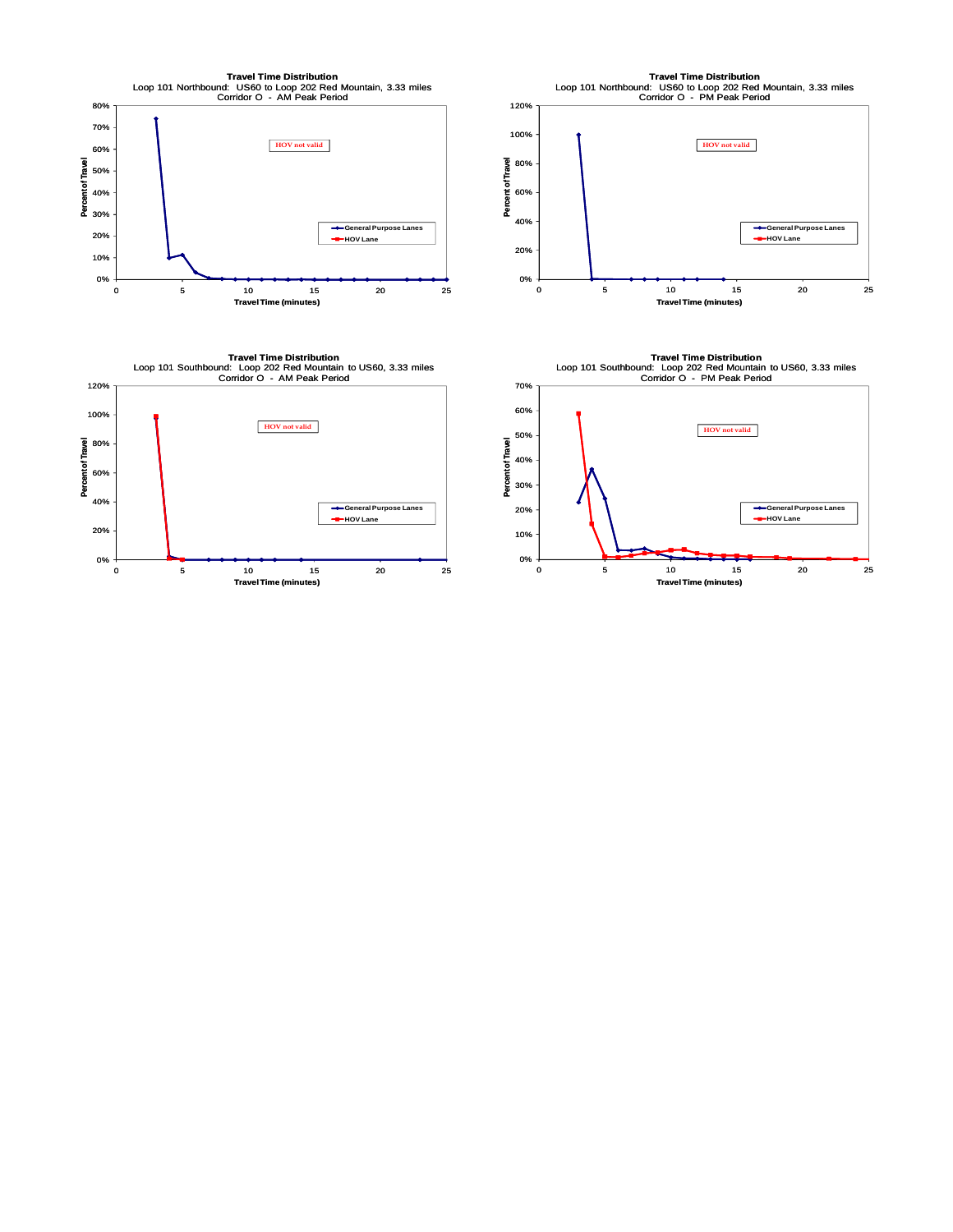**Travel Time Distribution**
Loop 101 Northbound: US60 to Loop 202 Red Mountain, 3.33 miles
Corridor O - AM Peak Period

HOV not valid

Legend: General Purpose Lanes; HOV Lane

Y-axis: Percent of Travel (0%–80%)
X-axis: Travel Time (minutes) (0–25)

**Travel Time Distribution**
Loop 101 Northbound: US60 to Loop 202 Red Mountain, 3.33 miles
Corridor O - PM Peak Period

HOV not valid

Legend: General Purpose Lanes; HOV Lane

Y-axis: Percent of Travel (0%–120%)
X-axis: Travel Time (minutes) (0–25)

**Travel Time Distribution**
Loop 101 Southbound: Loop 202 Red Mountain to US60, 3.33 miles
Corridor O - AM Peak Period

HOV not valid

Legend: General Purpose Lanes; HOV Lane

Y-axis: Percent of Travel (0%–120%)
X-axis: Travel Time (minutes) (0–25)

**Travel Time Distribution**
Loop 101 Southbound: Loop 202 Red Mountain to US60, 3.33 miles
Corridor O - PM Peak Period

HOV not valid

Legend: General Purpose Lanes; HOV Lane

Y-axis: Percent of Travel (0%–70%)
X-axis: Travel Time (minutes) (0–25)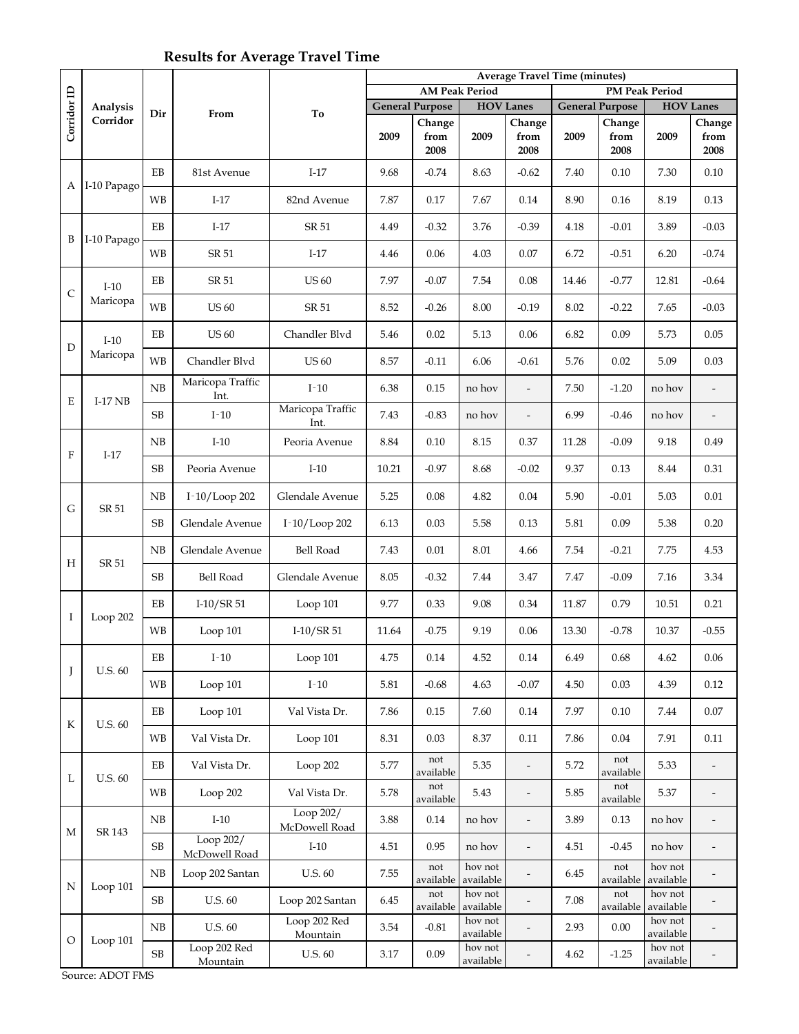## Results for Average Travel Time

| Corridor ID | Analysis Corridor | Dir | From | To | Average Travel Time (minutes) | | | | | | | |
|---|---|---|---|---|---|---|---|---|---|---|---|---|
| | | | | | AM Peak Period | | | | PM Peak Period | | | |
| | | | | | General Purpose | | HOV Lanes | | General Purpose | | HOV Lanes | |
| | | | | | 2009 | Change from 2008 | 2009 | Change from 2008 | 2009 | Change from 2008 | 2009 | Change from 2008 |
| A | I-10 Papago | EB | 81st Avenue | I-17 | 9.68 | -0.74 | 8.63 | -0.62 | 7.40 | 0.10 | 7.30 | 0.10 |
| | | WB | I-17 | 82nd Avenue | 7.87 | 0.17 | 7.67 | 0.14 | 8.90 | 0.16 | 8.19 | 0.13 |
| B | I-10 Papago | EB | I-17 | SR 51 | 4.49 | -0.32 | 3.76 | -0.39 | 4.18 | -0.01 | 3.89 | -0.03 |
| | | WB | SR 51 | I-17 | 4.46 | 0.06 | 4.03 | 0.07 | 6.72 | -0.51 | 6.20 | -0.74 |
| C | I-10 Maricopa | EB | SR 51 | US 60 | 7.97 | -0.07 | 7.54 | 0.08 | 14.46 | -0.77 | 12.81 | -0.64 |
| | | WB | US 60 | SR 51 | 8.52 | -0.26 | 8.00 | -0.19 | 8.02 | -0.22 | 7.65 | -0.03 |
| D | I-10 Maricopa | EB | US 60 | Chandler Blvd | 5.46 | 0.02 | 5.13 | 0.06 | 6.82 | 0.09 | 5.73 | 0.05 |
| | | WB | Chandler Blvd | US 60 | 8.57 | -0.11 | 6.06 | -0.61 | 5.76 | 0.02 | 5.09 | 0.03 |
| E | I-17 NB | NB | Maricopa Traffic Int. | I-10 | 6.38 | 0.15 | no hov | - | 7.50 | -1.20 | no hov | - |
| | | SB | I-10 | Maricopa Traffic Int. | 7.43 | -0.83 | no hov | - | 6.99 | -0.46 | no hov | - |
| F | I-17 | NB | I-10 | Peoria Avenue | 8.84 | 0.10 | 8.15 | 0.37 | 11.28 | -0.09 | 9.18 | 0.49 |
| | | SB | Peoria Avenue | I-10 | 10.21 | -0.97 | 8.68 | -0.02 | 9.37 | 0.13 | 8.44 | 0.31 |
| G | SR 51 | NB | I-10/Loop 202 | Glendale Avenue | 5.25 | 0.08 | 4.82 | 0.04 | 5.90 | -0.01 | 5.03 | 0.01 |
| | | SB | Glendale Avenue | I-10/Loop 202 | 6.13 | 0.03 | 5.58 | 0.13 | 5.81 | 0.09 | 5.38 | 0.20 |
| H | SR 51 | NB | Glendale Avenue | Bell Road | 7.43 | 0.01 | 8.01 | 4.66 | 7.54 | -0.21 | 7.75 | 4.53 |
| | | SB | Bell Road | Glendale Avenue | 8.05 | -0.32 | 7.44 | 3.47 | 7.47 | -0.09 | 7.16 | 3.34 |
| I | Loop 202 | EB | I-10/SR 51 | Loop 101 | 9.77 | 0.33 | 9.08 | 0.34 | 11.87 | 0.79 | 10.51 | 0.21 |
| | | WB | Loop 101 | I-10/SR 51 | 11.64 | -0.75 | 9.19 | 0.06 | 13.30 | -0.78 | 10.37 | -0.55 |
| J | U.S. 60 | EB | I-10 | Loop 101 | 4.75 | 0.14 | 4.52 | 0.14 | 6.49 | 0.68 | 4.62 | 0.06 |
| | | WB | Loop 101 | I-10 | 5.81 | -0.68 | 4.63 | -0.07 | 4.50 | 0.03 | 4.39 | 0.12 |
| K | U.S. 60 | EB | Loop 101 | Val Vista Dr. | 7.86 | 0.15 | 7.60 | 0.14 | 7.97 | 0.10 | 7.44 | 0.07 |
| | | WB | Val Vista Dr. | Loop 101 | 8.31 | 0.03 | 8.37 | 0.11 | 7.86 | 0.04 | 7.91 | 0.11 |
| L | U.S. 60 | EB | Val Vista Dr. | Loop 202 | 5.77 | not available | 5.35 | - | 5.72 | not available | 5.33 | - |
| | | WB | Loop 202 | Val Vista Dr. | 5.78 | not available | 5.43 | - | 5.85 | not available | 5.37 | - |
| M | SR 143 | NB | I-10 | Loop 202/ McDowell Road | 3.88 | 0.14 | no hov | - | 3.89 | 0.13 | no hov | - |
| | | SB | Loop 202/ McDowell Road | I-10 | 4.51 | 0.95 | no hov | - | 4.51 | -0.45 | no hov | - |
| N | Loop 101 | NB | Loop 202 Santan | U.S. 60 | 7.55 | not available | hov not available | - | 6.45 | not available | hov not available | - |
| | | SB | U.S. 60 | Loop 202 Santan | 6.45 | not available | hov not available | - | 7.08 | not available | hov not available | - |
| O | Loop 101 | NB | U.S. 60 | Loop 202 Red Mountain | 3.54 | -0.81 | hov not available | - | 2.93 | 0.00 | hov not available | - |
| | | SB | Loop 202 Red Mountain | U.S. 60 | 3.17 | 0.09 | hov not available | - | 4.62 | -1.25 | hov not available | - |

Source: ADOT FMS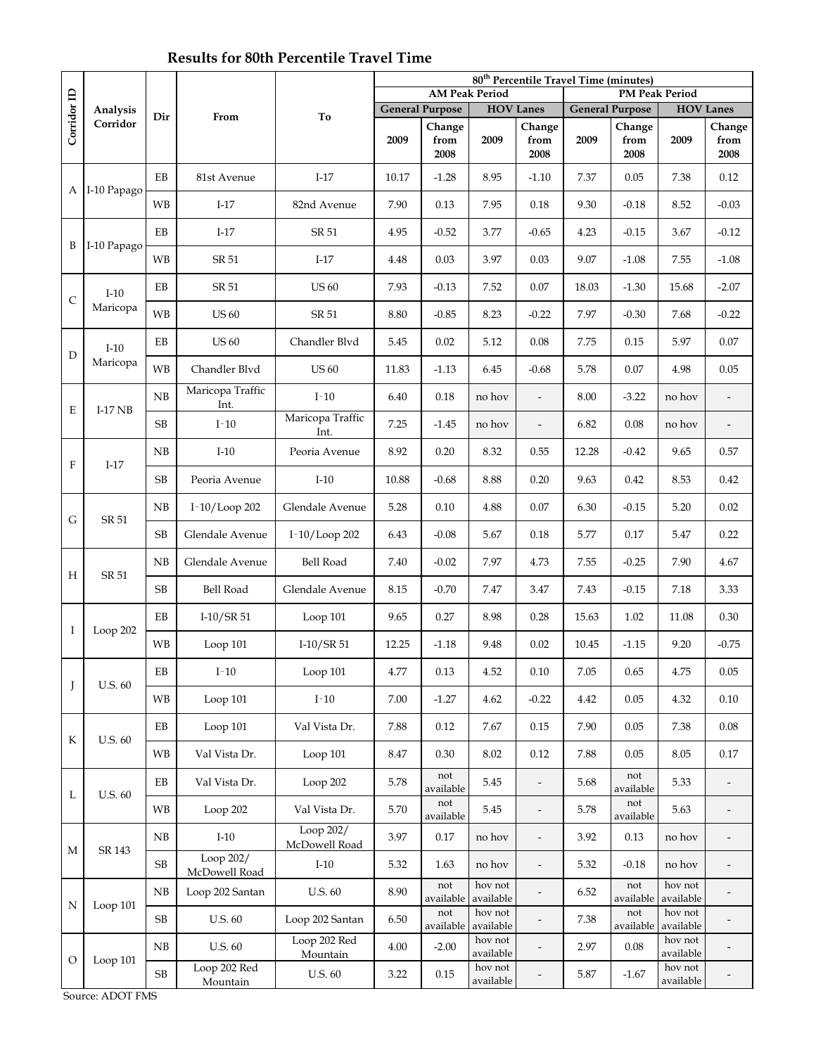## Results for 80th Percentile Travel Time

| Corridor ID | Analysis Corridor | Dir | From | To | 80th Percentile Travel Time (minutes) | | | | | | | |
|---|---|---|---|---|---|---|---|---|---|---|---|---|
| | | | | | AM Peak Period | | | | PM Peak Period | | | |
| | | | | | General Purpose | | HOV Lanes | | General Purpose | | HOV Lanes | |
| | | | | | 2009 | Change from 2008 | 2009 | Change from 2008 | 2009 | Change from 2008 | 2009 | Change from 2008 |
| A | I-10 Papago | EB | 81st Avenue | I-17 | 10.17 | -1.28 | 8.95 | -1.10 | 7.37 | 0.05 | 7.38 | 0.12 |
| | | WB | I-17 | 82nd Avenue | 7.90 | 0.13 | 7.95 | 0.18 | 9.30 | -0.18 | 8.52 | -0.03 |
| B | I-10 Papago | EB | I-17 | SR 51 | 4.95 | -0.52 | 3.77 | -0.65 | 4.23 | -0.15 | 3.67 | -0.12 |
| | | WB | SR 51 | I-17 | 4.48 | 0.03 | 3.97 | 0.03 | 9.07 | -1.08 | 7.55 | -1.08 |
| C | I-10 Maricopa | EB | SR 51 | US 60 | 7.93 | -0.13 | 7.52 | 0.07 | 18.03 | -1.30 | 15.68 | -2.07 |
| | | WB | US 60 | SR 51 | 8.80 | -0.85 | 8.23 | -0.22 | 7.97 | -0.30 | 7.68 | -0.22 |
| D | I-10 Maricopa | EB | US 60 | Chandler Blvd | 5.45 | 0.02 | 5.12 | 0.08 | 7.75 | 0.15 | 5.97 | 0.07 |
| | | WB | Chandler Blvd | US 60 | 11.83 | -1.13 | 6.45 | -0.68 | 5.78 | 0.07 | 4.98 | 0.05 |
| E | I-17 NB | NB | Maricopa Traffic Int. | I-10 | 6.40 | 0.18 | no hov | - | 8.00 | -3.22 | no hov | - |
| | | SB | I-10 | Maricopa Traffic Int. | 7.25 | -1.45 | no hov | - | 6.82 | 0.08 | no hov | - |
| F | I-17 | NB | I-10 | Peoria Avenue | 8.92 | 0.20 | 8.32 | 0.55 | 12.28 | -0.42 | 9.65 | 0.57 |
| | | SB | Peoria Avenue | I-10 | 10.88 | -0.68 | 8.88 | 0.20 | 9.63 | 0.42 | 8.53 | 0.42 |
| G | SR 51 | NB | I-10/Loop 202 | Glendale Avenue | 5.28 | 0.10 | 4.88 | 0.07 | 6.30 | -0.15 | 5.20 | 0.02 |
| | | SB | Glendale Avenue | I-10/Loop 202 | 6.43 | -0.08 | 5.67 | 0.18 | 5.77 | 0.17 | 5.47 | 0.22 |
| H | SR 51 | NB | Glendale Avenue | Bell Road | 7.40 | -0.02 | 7.97 | 4.73 | 7.55 | -0.25 | 7.90 | 4.67 |
| | | SB | Bell Road | Glendale Avenue | 8.15 | -0.70 | 7.47 | 3.47 | 7.43 | -0.15 | 7.18 | 3.33 |
| I | Loop 202 | EB | I-10/SR 51 | Loop 101 | 9.65 | 0.27 | 8.98 | 0.28 | 15.63 | 1.02 | 11.08 | 0.30 |
| | | WB | Loop 101 | I-10/SR 51 | 12.25 | -1.18 | 9.48 | 0.02 | 10.45 | -1.15 | 9.20 | -0.75 |
| J | U.S. 60 | EB | I-10 | Loop 101 | 4.77 | 0.13 | 4.52 | 0.10 | 7.05 | 0.65 | 4.75 | 0.05 |
| | | WB | Loop 101 | I-10 | 7.00 | -1.27 | 4.62 | -0.22 | 4.42 | 0.05 | 4.32 | 0.10 |
| K | U.S. 60 | EB | Loop 101 | Val Vista Dr. | 7.88 | 0.12 | 7.67 | 0.15 | 7.90 | 0.05 | 7.38 | 0.08 |
| | | WB | Val Vista Dr. | Loop 101 | 8.47 | 0.30 | 8.02 | 0.12 | 7.88 | 0.05 | 8.05 | 0.17 |
| L | U.S. 60 | EB | Val Vista Dr. | Loop 202 | 5.78 | not available | 5.45 | - | 5.68 | not available | 5.33 | - |
| | | WB | Loop 202 | Val Vista Dr. | 5.70 | not available | 5.45 | - | 5.78 | not available | 5.63 | - |
| M | SR 143 | NB | I-10 | Loop 202/ McDowell Road | 3.97 | 0.17 | no hov | - | 3.92 | 0.13 | no hov | - |
| | | SB | Loop 202/ McDowell Road | I-10 | 5.32 | 1.63 | no hov | - | 5.32 | -0.18 | no hov | - |
| N | Loop 101 | NB | Loop 202 Santan | U.S. 60 | 8.90 | not available | hov not available | - | 6.52 | not available | hov not available | - |
| | | SB | U.S. 60 | Loop 202 Santan | 6.50 | not available | hov not available | - | 7.38 | not available | hov not available | - |
| O | Loop 101 | NB | U.S. 60 | Loop 202 Red Mountain | 4.00 | -2.00 | hov not available | - | 2.97 | 0.08 | hov not available | - |
| | | SB | Loop 202 Red Mountain | U.S. 60 | 3.22 | 0.15 | hov not available | - | 5.87 | -1.67 | hov not available | - |

Source: ADOT FMS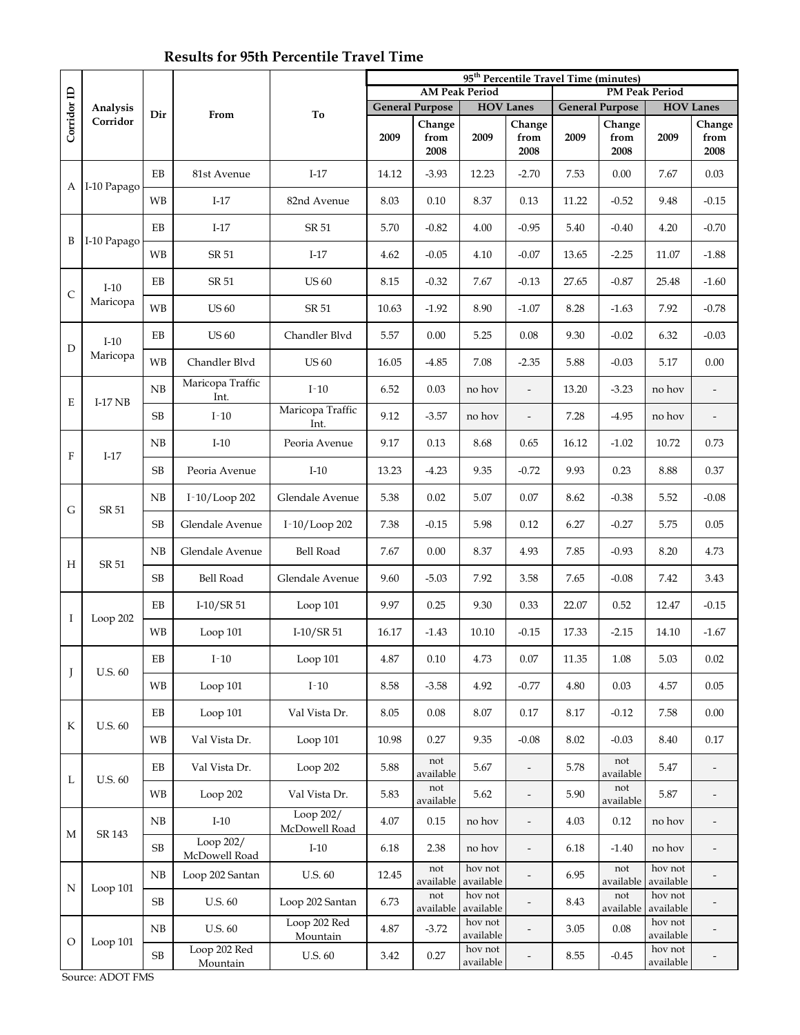## Results for 95th Percentile Travel Time

| Corridor ID | Analysis Corridor | Dir | From | To | 95th Percentile Travel Time (minutes) | | | | | | | |
|---|---|---|---|---|---|---|---|---|---|---|---|---|
| | | | | | AM Peak Period | | | | PM Peak Period | | | |
| | | | | | General Purpose | | HOV Lanes | | General Purpose | | HOV Lanes | |
| | | | | | 2009 | Change from 2008 | 2009 | Change from 2008 | 2009 | Change from 2008 | 2009 | Change from 2008 |
| A | I-10 Papago | EB | 81st Avenue | I-17 | 14.12 | -3.93 | 12.23 | -2.70 | 7.53 | 0.00 | 7.67 | 0.03 |
| | | WB | I-17 | 82nd Avenue | 8.03 | 0.10 | 8.37 | 0.13 | 11.22 | -0.52 | 9.48 | -0.15 |
| B | I-10 Papago | EB | I-17 | SR 51 | 5.70 | -0.82 | 4.00 | -0.95 | 5.40 | -0.40 | 4.20 | -0.70 |
| | | WB | SR 51 | I-17 | 4.62 | -0.05 | 4.10 | -0.07 | 13.65 | -2.25 | 11.07 | -1.88 |
| C | I-10 Maricopa | EB | SR 51 | US 60 | 8.15 | -0.32 | 7.67 | -0.13 | 27.65 | -0.87 | 25.48 | -1.60 |
| | | WB | US 60 | SR 51 | 10.63 | -1.92 | 8.90 | -1.07 | 8.28 | -1.63 | 7.92 | -0.78 |
| D | I-10 Maricopa | EB | US 60 | Chandler Blvd | 5.57 | 0.00 | 5.25 | 0.08 | 9.30 | -0.02 | 6.32 | -0.03 |
| | | WB | Chandler Blvd | US 60 | 16.05 | -4.85 | 7.08 | -2.35 | 5.88 | -0.03 | 5.17 | 0.00 |
| E | I-17 NB | NB | Maricopa Traffic Int. | I-10 | 6.52 | 0.03 | no hov | - | 13.20 | -3.23 | no hov | - |
| | | SB | I-10 | Maricopa Traffic Int. | 9.12 | -3.57 | no hov | - | 7.28 | -4.95 | no hov | - |
| F | I-17 | NB | I-10 | Peoria Avenue | 9.17 | 0.13 | 8.68 | 0.65 | 16.12 | -1.02 | 10.72 | 0.73 |
| | | SB | Peoria Avenue | I-10 | 13.23 | -4.23 | 9.35 | -0.72 | 9.93 | 0.23 | 8.88 | 0.37 |
| G | SR 51 | NB | I-10/Loop 202 | Glendale Avenue | 5.38 | 0.02 | 5.07 | 0.07 | 8.62 | -0.38 | 5.52 | -0.08 |
| | | SB | Glendale Avenue | I-10/Loop 202 | 7.38 | -0.15 | 5.98 | 0.12 | 6.27 | -0.27 | 5.75 | 0.05 |
| H | SR 51 | NB | Glendale Avenue | Bell Road | 7.67 | 0.00 | 8.37 | 4.93 | 7.85 | -0.93 | 8.20 | 4.73 |
| | | SB | Bell Road | Glendale Avenue | 9.60 | -5.03 | 7.92 | 3.58 | 7.65 | -0.08 | 7.42 | 3.43 |
| I | Loop 202 | EB | I-10/SR 51 | Loop 101 | 9.97 | 0.25 | 9.30 | 0.33 | 22.07 | 0.52 | 12.47 | -0.15 |
| | | WB | Loop 101 | I-10/SR 51 | 16.17 | -1.43 | 10.10 | -0.15 | 17.33 | -2.15 | 14.10 | -1.67 |
| J | U.S. 60 | EB | I-10 | Loop 101 | 4.87 | 0.10 | 4.73 | 0.07 | 11.35 | 1.08 | 5.03 | 0.02 |
| | | WB | Loop 101 | I-10 | 8.58 | -3.58 | 4.92 | -0.77 | 4.80 | 0.03 | 4.57 | 0.05 |
| K | U.S. 60 | EB | Loop 101 | Val Vista Dr. | 8.05 | 0.08 | 8.07 | 0.17 | 8.17 | -0.12 | 7.58 | 0.00 |
| | | WB | Val Vista Dr. | Loop 101 | 10.98 | 0.27 | 9.35 | -0.08 | 8.02 | -0.03 | 8.40 | 0.17 |
| L | U.S. 60 | EB | Val Vista Dr. | Loop 202 | 5.88 | not available | 5.67 | - | 5.78 | not available | 5.47 | - |
| | | WB | Loop 202 | Val Vista Dr. | 5.83 | not available | 5.62 | - | 5.90 | not available | 5.87 | - |
| M | SR 143 | NB | I-10 | Loop 202/ McDowell Road | 4.07 | 0.15 | no hov | - | 4.03 | 0.12 | no hov | - |
| | | SB | Loop 202/ McDowell Road | I-10 | 6.18 | 2.38 | no hov | - | 6.18 | -1.40 | no hov | - |
| N | Loop 101 | NB | Loop 202 Santan | U.S. 60 | 12.45 | not available | hov not available | - | 6.95 | not available | hov not available | - |
| | | SB | U.S. 60 | Loop 202 Santan | 6.73 | not available | hov not available | - | 8.43 | not available | hov not available | - |
| O | Loop 101 | NB | U.S. 60 | Loop 202 Red Mountain | 4.87 | -3.72 | hov not available | - | 3.05 | 0.08 | hov not available | - |
| | | SB | Loop 202 Red Mountain | U.S. 60 | 3.42 | 0.27 | hov not available | - | 8.55 | -0.45 | hov not available | - |

Source: ADOT FMS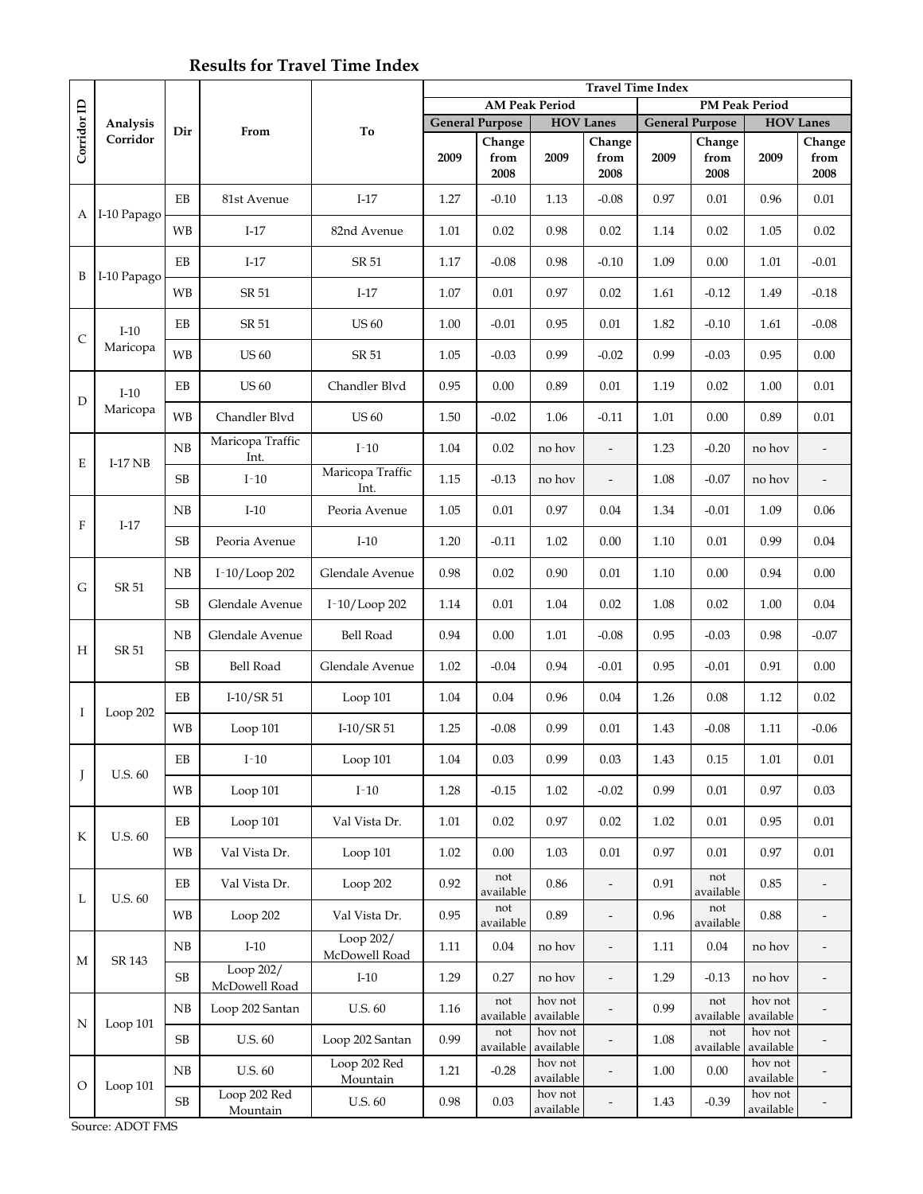## Results for Travel Time Index

| Corridor ID | Analysis Corridor | Dir | From | To | Travel Time Index | | | | | | | |
|---|---|---|---|---|---|---|---|---|---|---|---|---|
| | | | | | AM Peak Period | | | | PM Peak Period | | | |
| | | | | | General Purpose | | HOV Lanes | | General Purpose | | HOV Lanes | |
| | | | | | 2009 | Change from 2008 | 2009 | Change from 2008 | 2009 | Change from 2008 | 2009 | Change from 2008 |
| A | I-10 Papago | EB | 81st Avenue | I-17 | 1.27 | -0.10 | 1.13 | -0.08 | 0.97 | 0.01 | 0.96 | 0.01 |
| | | WB | I-17 | 82nd Avenue | 1.01 | 0.02 | 0.98 | 0.02 | 1.14 | 0.02 | 1.05 | 0.02 |
| B | I-10 Papago | EB | I-17 | SR 51 | 1.17 | -0.08 | 0.98 | -0.10 | 1.09 | 0.00 | 1.01 | -0.01 |
| | | WB | SR 51 | I-17 | 1.07 | 0.01 | 0.97 | 0.02 | 1.61 | -0.12 | 1.49 | -0.18 |
| C | I-10 Maricopa | EB | SR 51 | US 60 | 1.00 | -0.01 | 0.95 | 0.01 | 1.82 | -0.10 | 1.61 | -0.08 |
| | | WB | US 60 | SR 51 | 1.05 | -0.03 | 0.99 | -0.02 | 0.99 | -0.03 | 0.95 | 0.00 |
| D | I-10 Maricopa | EB | US 60 | Chandler Blvd | 0.95 | 0.00 | 0.89 | 0.01 | 1.19 | 0.02 | 1.00 | 0.01 |
| | | WB | Chandler Blvd | US 60 | 1.50 | -0.02 | 1.06 | -0.11 | 1.01 | 0.00 | 0.89 | 0.01 |
| E | I-17 NB | NB | Maricopa Traffic Int. | I-10 | 1.04 | 0.02 | no hov | - | 1.23 | -0.20 | no hov | - |
| | | SB | I-10 | Maricopa Traffic Int. | 1.15 | -0.13 | no hov | - | 1.08 | -0.07 | no hov | - |
| F | I-17 | NB | I-10 | Peoria Avenue | 1.05 | 0.01 | 0.97 | 0.04 | 1.34 | -0.01 | 1.09 | 0.06 |
| | | SB | Peoria Avenue | I-10 | 1.20 | -0.11 | 1.02 | 0.00 | 1.10 | 0.01 | 0.99 | 0.04 |
| G | SR 51 | NB | I-10/Loop 202 | Glendale Avenue | 0.98 | 0.02 | 0.90 | 0.01 | 1.10 | 0.00 | 0.94 | 0.00 |
| | | SB | Glendale Avenue | I-10/Loop 202 | 1.14 | 0.01 | 1.04 | 0.02 | 1.08 | 0.02 | 1.00 | 0.04 |
| H | SR 51 | NB | Glendale Avenue | Bell Road | 0.94 | 0.00 | 1.01 | -0.08 | 0.95 | -0.03 | 0.98 | -0.07 |
| | | SB | Bell Road | Glendale Avenue | 1.02 | -0.04 | 0.94 | -0.01 | 0.95 | -0.01 | 0.91 | 0.00 |
| I | Loop 202 | EB | I-10/SR 51 | Loop 101 | 1.04 | 0.04 | 0.96 | 0.04 | 1.26 | 0.08 | 1.12 | 0.02 |
| | | WB | Loop 101 | I-10/SR 51 | 1.25 | -0.08 | 0.99 | 0.01 | 1.43 | -0.08 | 1.11 | -0.06 |
| J | U.S. 60 | EB | I-10 | Loop 101 | 1.04 | 0.03 | 0.99 | 0.03 | 1.43 | 0.15 | 1.01 | 0.01 |
| | | WB | Loop 101 | I-10 | 1.28 | -0.15 | 1.02 | -0.02 | 0.99 | 0.01 | 0.97 | 0.03 |
| K | U.S. 60 | EB | Loop 101 | Val Vista Dr. | 1.01 | 0.02 | 0.97 | 0.02 | 1.02 | 0.01 | 0.95 | 0.01 |
| | | WB | Val Vista Dr. | Loop 101 | 1.02 | 0.00 | 1.03 | 0.01 | 0.97 | 0.01 | 0.97 | 0.01 |
| L | U.S. 60 | EB | Val Vista Dr. | Loop 202 | 0.92 | not available | 0.86 | - | 0.91 | not available | 0.85 | - |
| | | WB | Loop 202 | Val Vista Dr. | 0.95 | not available | 0.89 | - | 0.96 | not available | 0.88 | - |
| M | SR 143 | NB | I-10 | Loop 202/ McDowell Road | 1.11 | 0.04 | no hov | - | 1.11 | 0.04 | no hov | - |
| | | SB | Loop 202/ McDowell Road | I-10 | 1.29 | 0.27 | no hov | - | 1.29 | -0.13 | no hov | - |
| N | Loop 101 | NB | Loop 202 Santan | U.S. 60 | 1.16 | not available | hov not available | - | 0.99 | not available | hov not available | - |
| | | SB | U.S. 60 | Loop 202 Santan | 0.99 | not available | hov not available | - | 1.08 | not available | hov not available | - |
| O | Loop 101 | NB | U.S. 60 | Loop 202 Red Mountain | 1.21 | -0.28 | hov not available | - | 1.00 | 0.00 | hov not available | - |
| | | SB | Loop 202 Red Mountain | U.S. 60 | 0.98 | 0.03 | hov not available | - | 1.43 | -0.39 | hov not available | - |

Source: ADOT FMS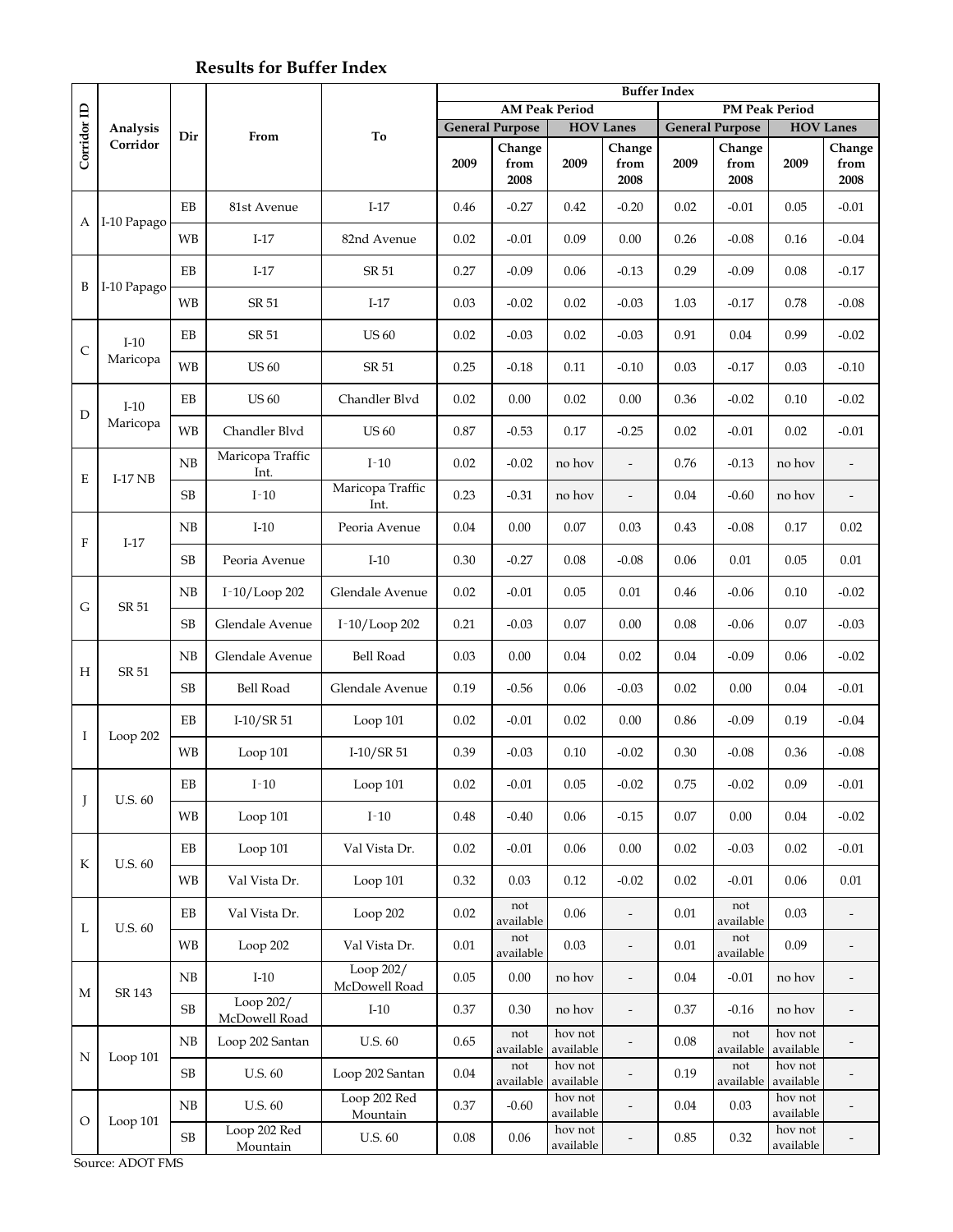## Results for Buffer Index

| Corridor ID | Analysis Corridor | Dir | From | To | Buffer Index | | | | | | | |
|---|---|---|---|---|---|---|---|---|---|---|---|---|
| | | | | | AM Peak Period | | | | PM Peak Period | | | |
| | | | | | General Purpose | | HOV Lanes | | General Purpose | | HOV Lanes | |
| | | | | | 2009 | Change from 2008 | 2009 | Change from 2008 | 2009 | Change from 2008 | 2009 | Change from 2008 |
| A | I-10 Papago | EB | 81st Avenue | I-17 | 0.46 | -0.27 | 0.42 | -0.20 | 0.02 | -0.01 | 0.05 | -0.01 |
| | | WB | I-17 | 82nd Avenue | 0.02 | -0.01 | 0.09 | 0.00 | 0.26 | -0.08 | 0.16 | -0.04 |
| B | I-10 Papago | EB | I-17 | SR 51 | 0.27 | -0.09 | 0.06 | -0.13 | 0.29 | -0.09 | 0.08 | -0.17 |
| | | WB | SR 51 | I-17 | 0.03 | -0.02 | 0.02 | -0.03 | 1.03 | -0.17 | 0.78 | -0.08 |
| C | I-10 Maricopa | EB | SR 51 | US 60 | 0.02 | -0.03 | 0.02 | -0.03 | 0.91 | 0.04 | 0.99 | -0.02 |
| | | WB | US 60 | SR 51 | 0.25 | -0.18 | 0.11 | -0.10 | 0.03 | -0.17 | 0.03 | -0.10 |
| D | I-10 Maricopa | EB | US 60 | Chandler Blvd | 0.02 | 0.00 | 0.02 | 0.00 | 0.36 | -0.02 | 0.10 | -0.02 |
| | | WB | Chandler Blvd | US 60 | 0.87 | -0.53 | 0.17 | -0.25 | 0.02 | -0.01 | 0.02 | -0.01 |
| E | I-17 NB | NB | Maricopa Traffic Int. | I-10 | 0.02 | -0.02 | no hov | - | 0.76 | -0.13 | no hov | - |
| | | SB | I-10 | Maricopa Traffic Int. | 0.23 | -0.31 | no hov | - | 0.04 | -0.60 | no hov | - |
| F | I-17 | NB | I-10 | Peoria Avenue | 0.04 | 0.00 | 0.07 | 0.03 | 0.43 | -0.08 | 0.17 | 0.02 |
| | | SB | Peoria Avenue | I-10 | 0.30 | -0.27 | 0.08 | -0.08 | 0.06 | 0.01 | 0.05 | 0.01 |
| G | SR 51 | NB | I-10/Loop 202 | Glendale Avenue | 0.02 | -0.01 | 0.05 | 0.01 | 0.46 | -0.06 | 0.10 | -0.02 |
| | | SB | Glendale Avenue | I-10/Loop 202 | 0.21 | -0.03 | 0.07 | 0.00 | 0.08 | -0.06 | 0.07 | -0.03 |
| H | SR 51 | NB | Glendale Avenue | Bell Road | 0.03 | 0.00 | 0.04 | 0.02 | 0.04 | -0.09 | 0.06 | -0.02 |
| | | SB | Bell Road | Glendale Avenue | 0.19 | -0.56 | 0.06 | -0.03 | 0.02 | 0.00 | 0.04 | -0.01 |
| I | Loop 202 | EB | I-10/SR 51 | Loop 101 | 0.02 | -0.01 | 0.02 | 0.00 | 0.86 | -0.09 | 0.19 | -0.04 |
| | | WB | Loop 101 | I-10/SR 51 | 0.39 | -0.03 | 0.10 | -0.02 | 0.30 | -0.08 | 0.36 | -0.08 |
| J | U.S. 60 | EB | I-10 | Loop 101 | 0.02 | -0.01 | 0.05 | -0.02 | 0.75 | -0.02 | 0.09 | -0.01 |
| | | WB | Loop 101 | I-10 | 0.48 | -0.40 | 0.06 | -0.15 | 0.07 | 0.00 | 0.04 | -0.02 |
| K | U.S. 60 | EB | Loop 101 | Val Vista Dr. | 0.02 | -0.01 | 0.06 | 0.00 | 0.02 | -0.03 | 0.02 | -0.01 |
| | | WB | Val Vista Dr. | Loop 101 | 0.32 | 0.03 | 0.12 | -0.02 | 0.02 | -0.01 | 0.06 | 0.01 |
| L | U.S. 60 | EB | Val Vista Dr. | Loop 202 | 0.02 | not available | 0.06 | - | 0.01 | not available | 0.03 | - |
| | | WB | Loop 202 | Val Vista Dr. | 0.01 | not available | 0.03 | - | 0.01 | not available | 0.09 | - |
| M | SR 143 | NB | I-10 | Loop 202/ McDowell Road | 0.05 | 0.00 | no hov | - | 0.04 | -0.01 | no hov | - |
| | | SB | Loop 202/ McDowell Road | I-10 | 0.37 | 0.30 | no hov | - | 0.37 | -0.16 | no hov | - |
| N | Loop 101 | NB | Loop 202 Santan | U.S. 60 | 0.65 | not available | hov not available | - | 0.08 | not available | hov not available | - |
| | | SB | U.S. 60 | Loop 202 Santan | 0.04 | not available | hov not available | - | 0.19 | not available | hov not available | - |
| O | Loop 101 | NB | U.S. 60 | Loop 202 Red Mountain | 0.37 | -0.60 | hov not available | - | 0.04 | 0.03 | hov not available | - |
| | | SB | Loop 202 Red Mountain | U.S. 60 | 0.08 | 0.06 | hov not available | - | 0.85 | 0.32 | hov not available | - |

Source: ADOT FMS